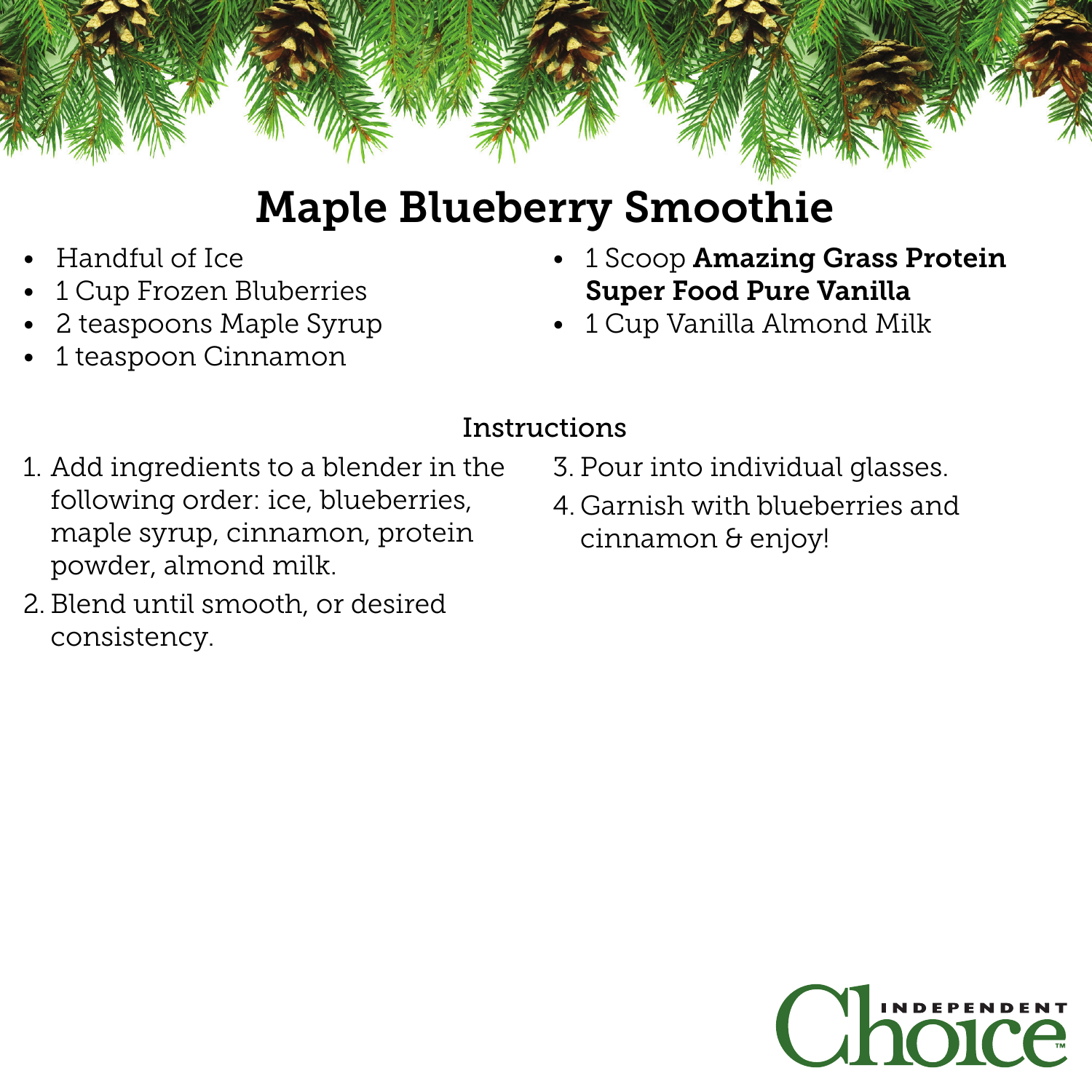# Maple Blueberry Smoothie

- Handful of Ice
- 1 Cup Frozen Bluberries
- 2 teaspoons Maple Syrup
- 1 teaspoon Cinnamon
- 1 Scoop **Amazing Grass Protein Super Food Pure Vanilla**
- 1 Cup Vanilla Almond Milk

## Instructions

1. Add ingredients to a blender in the following order: ice, blueberries, maple syrup, cinnamon, protein powder, almond milk.
2. Blend until smooth, or desired consistency.
3. Pour into individual glasses.
4. Garnish with blueberries and cinnamon & enjoy!

INDEPENDENT Choice™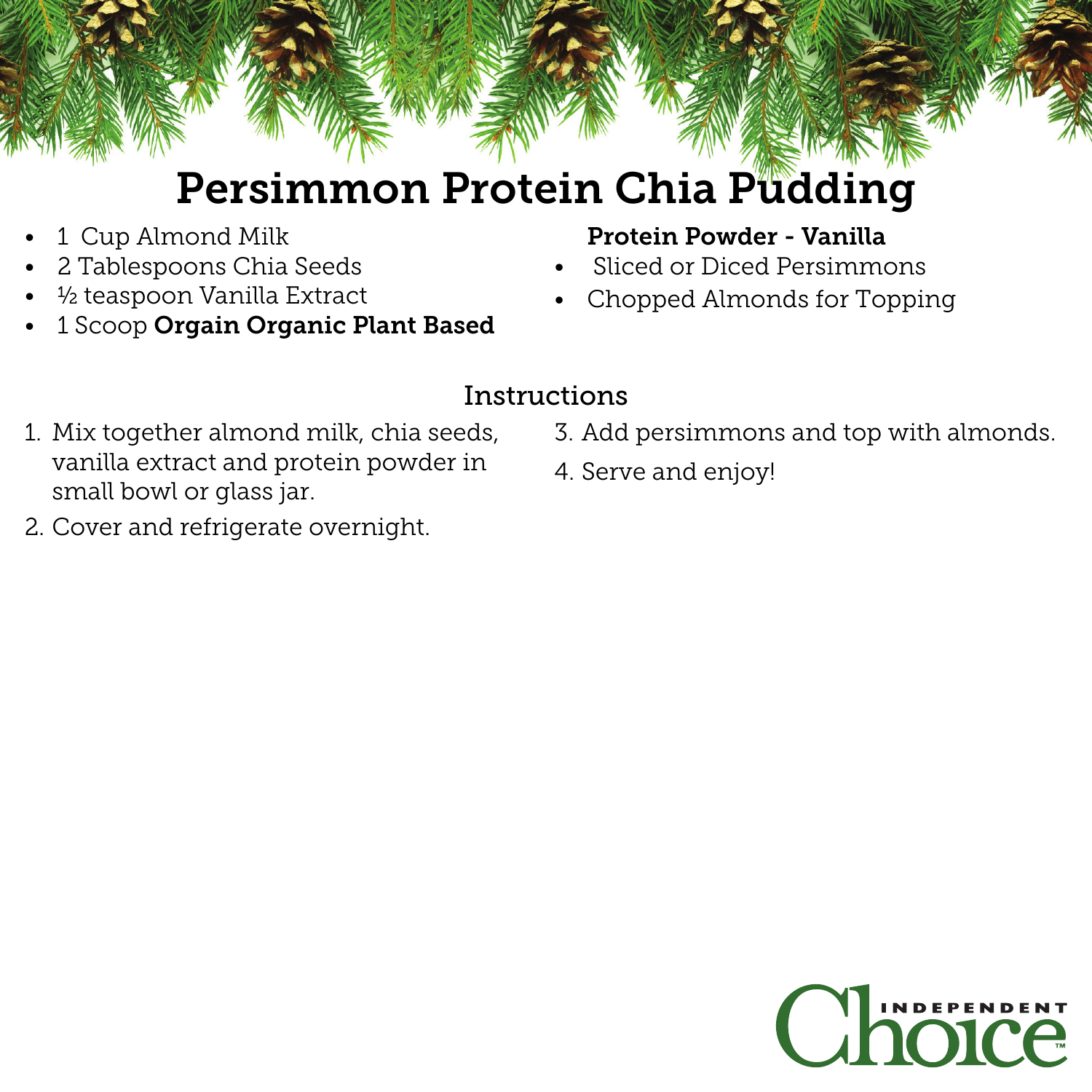# Persimmon Protein Chia Pudding

- 1 Cup Almond Milk
- 2 Tablespoons Chia Seeds
- ½ teaspoon Vanilla Extract
- 1 Scoop **Orgain Organic Plant Based Protein Powder - Vanilla**
- Sliced or Diced Persimmons
- Chopped Almonds for Topping

## Instructions

1. Mix together almond milk, chia seeds, vanilla extract and protein powder in small bowl or glass jar.
2. Cover and refrigerate overnight.
3. Add persimmons and top with almonds.
4. Serve and enjoy!

Independent Choice™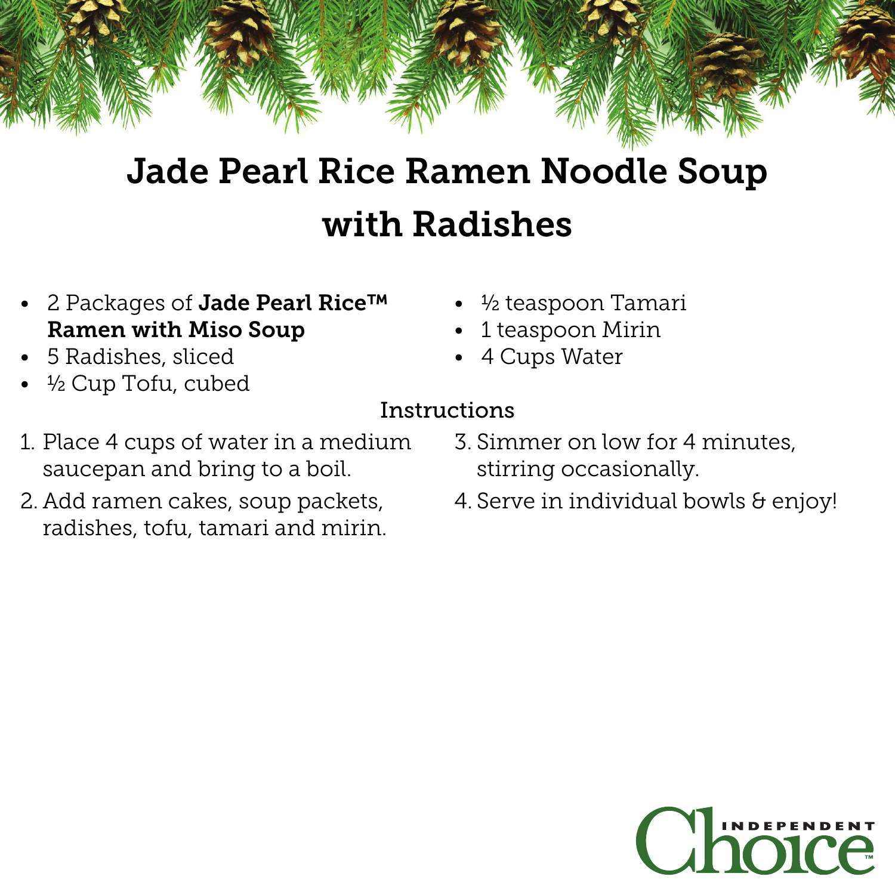# Jade Pearl Rice Ramen Noodle Soup with Radishes

- 2 Packages of **Jade Pearl Rice™ Ramen with Miso Soup**
- 5 Radishes, sliced
- ½ Cup Tofu, cubed
- ½ teaspoon Tamari
- 1 teaspoon Mirin
- 4 Cups Water

## Instructions

1. Place 4 cups of water in a medium saucepan and bring to a boil.
2. Add ramen cakes, soup packets, radishes, tofu, tamari and mirin.
3. Simmer on low for 4 minutes, stirring occasionally.
4. Serve in individual bowls & enjoy!

Independent Choice™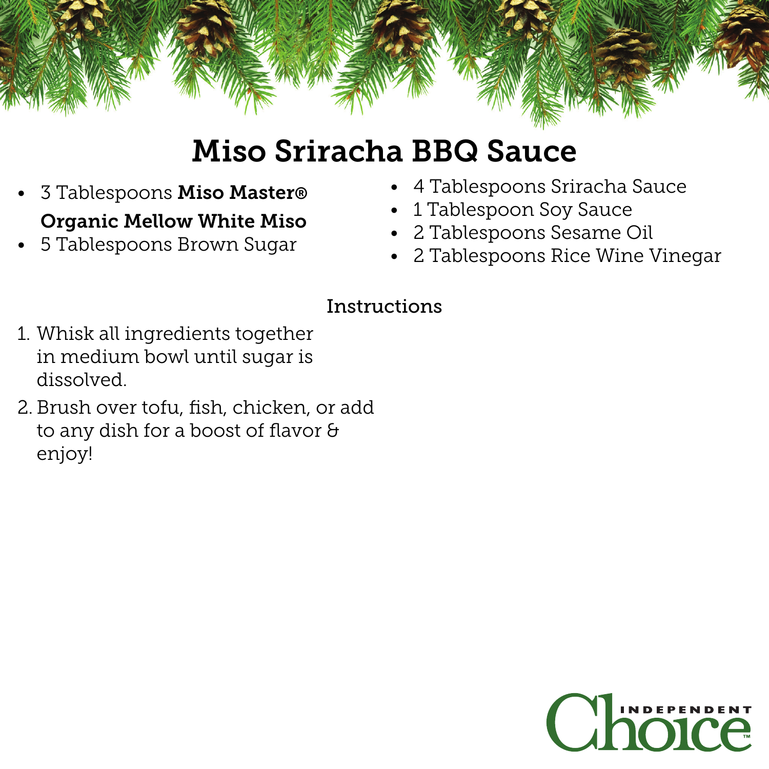# Miso Sriracha BBQ Sauce

- 3 Tablespoons **Miso Master® Organic Mellow White Miso**
- 5 Tablespoons Brown Sugar
- 4 Tablespoons Sriracha Sauce
- 1 Tablespoon Soy Sauce
- 2 Tablespoons Sesame Oil
- 2 Tablespoons Rice Wine Vinegar

## Instructions

1. Whisk all ingredients together in medium bowl until sugar is dissolved.
2. Brush over tofu, fish, chicken, or add to any dish for a boost of flavor & enjoy!

Independent Choice™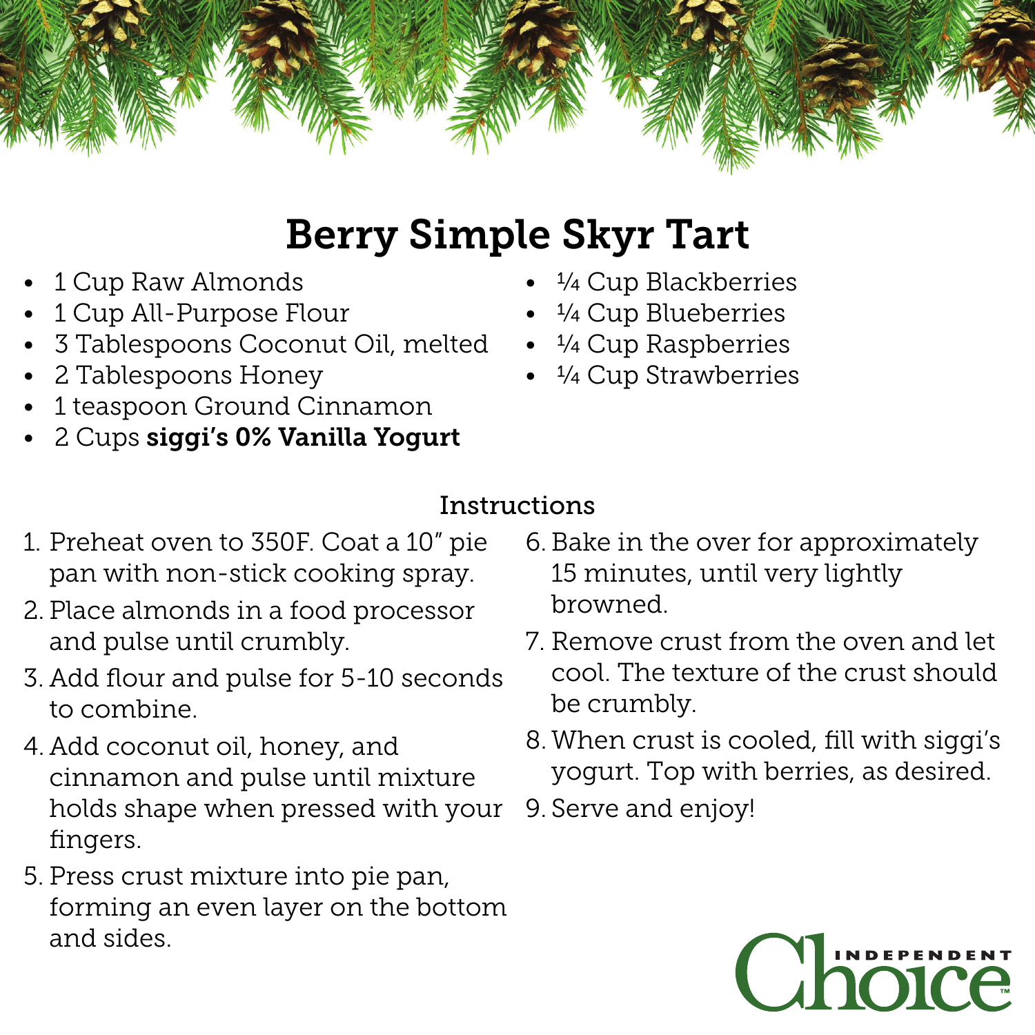# Berry Simple Skyr Tart

- 1 Cup Raw Almonds
- 1 Cup All-Purpose Flour
- 3 Tablespoons Coconut Oil, melted
- 2 Tablespoons Honey
- 1 teaspoon Ground Cinnamon
- 2 Cups **siggi's 0% Vanilla Yogurt**
- ¼ Cup Blackberries
- ¼ Cup Blueberries
- ¼ Cup Raspberries
- ¼ Cup Strawberries

## Instructions

1. Preheat oven to 350F. Coat a 10" pie pan with non-stick cooking spray.
2. Place almonds in a food processor and pulse until crumbly.
3. Add flour and pulse for 5-10 seconds to combine.
4. Add coconut oil, honey, and cinnamon and pulse until mixture holds shape when pressed with your fingers.
5. Press crust mixture into pie pan, forming an even layer on the bottom and sides.
6. Bake in the over for approximately 15 minutes, until very lightly browned.
7. Remove crust from the oven and let cool. The texture of the crust should be crumbly.
8. When crust is cooled, fill with siggi's yogurt. Top with berries, as desired.
9. Serve and enjoy!

Independent Choice™